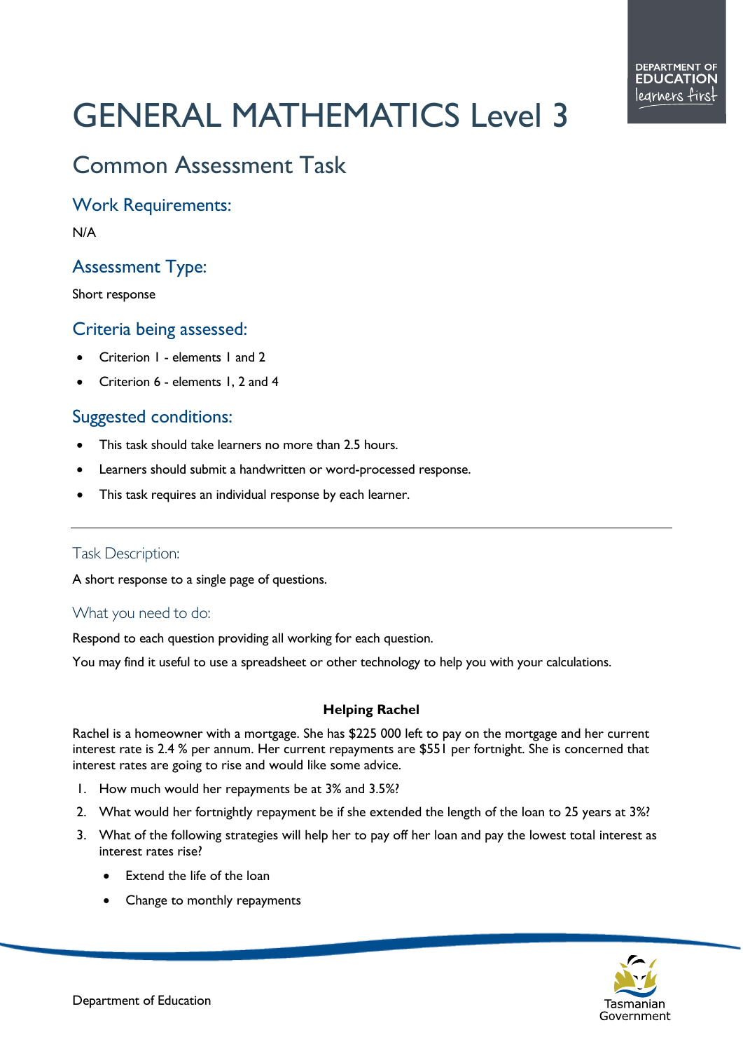# GENERAL MATHEMATICS Level 3

## Common Assessment Task

### Work Requirements:

N/A

### Assessment Type:

Short response

### Criteria being assessed:

- Criterion 1 - elements 1 and 2
- Criterion 6 - elements 1, 2 and 4

### Suggested conditions:

- This task should take learners no more than 2.5 hours.
- Learners should submit a handwritten or word-processed response.
- This task requires an individual response by each learner.

---

### Task Description:

A short response to a single page of questions.

### What you need to do:

Respond to each question providing all working for each question.

You may find it useful to use a spreadsheet or other technology to help you with your calculations.

**Helping Rachel**

Rachel is a homeowner with a mortgage. She has $225 000 left to pay on the mortgage and her current interest rate is 2.4 % per annum. Her current repayments are $551 per fortnight. She is concerned that interest rates are going to rise and would like some advice.

1. How much would her repayments be at 3% and 3.5%?
2. What would her fortnightly repayment be if she extended the length of the loan to 25 years at 3%?
3. What of the following strategies will help her to pay off her loan and pay the lowest total interest as interest rates rise?
   - Extend the life of the loan
   - Change to monthly repayments

Department of Education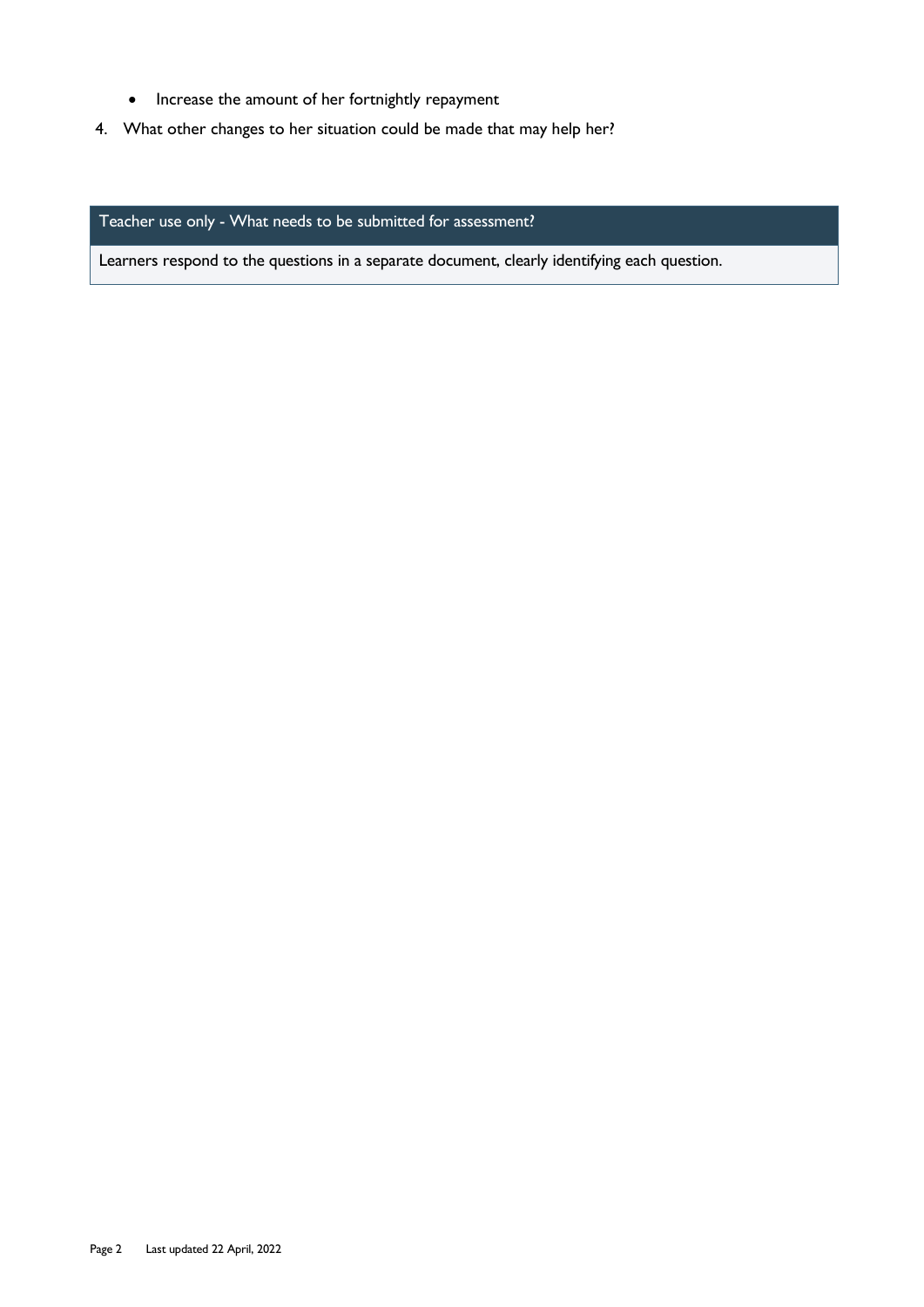- Increase the amount of her fortnightly repayment

4. What other changes to her situation could be made that may help her?

| Teacher use only - What needs to be submitted for assessment? |
| --- |
| Learners respond to the questions in a separate document, clearly identifying each question. |